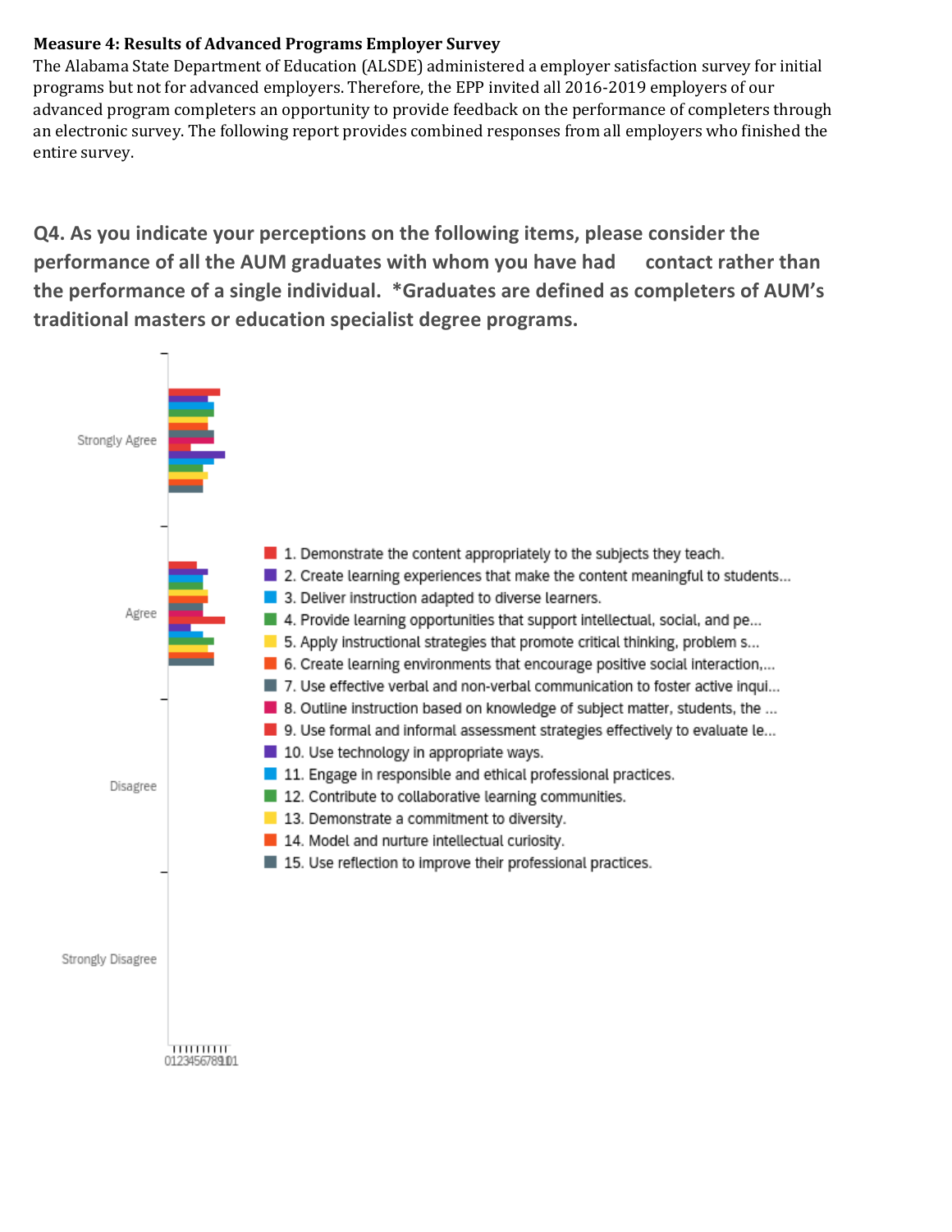**Measure 4: Results of Advanced Programs Employer Survey**

The Alabama State Department of Education (ALSDE) administered a employer satisfaction survey for initial programs but not for advanced employers. Therefore, the EPP invited all 2016-2019 employers of our advanced program completers an opportunity to provide feedback on the performance of completers through an electronic survey. The following report provides combined responses from all employers who finished the entire survey.

## Q4. As you indicate your perceptions on the following items, please consider the performance of all the AUM graduates with whom you have had contact rather than the performance of a single individual. *Graduates are defined as completers of AUM's traditional masters or education specialist degree programs.

Strongly Agree

Agree

Disagree

Strongly Disagree

0 1 2 3 4 5 6 7 8 9 10 11

- 1. Demonstrate the content appropriately to the subjects they teach.
- 2. Create learning experiences that make the content meaningful to students...
- 3. Deliver instruction adapted to diverse learners.
- 4. Provide learning opportunities that support intellectual, social, and pe...
- 5. Apply instructional strategies that promote critical thinking, problem s...
- 6. Create learning environments that encourage positive social interaction,...
- 7. Use effective verbal and non-verbal communication to foster active inqui...
- 8. Outline instruction based on knowledge of subject matter, students, the ...
- 9. Use formal and informal assessment strategies effectively to evaluate le...
- 10. Use technology in appropriate ways.
- 11. Engage in responsible and ethical professional practices.
- 12. Contribute to collaborative learning communities.
- 13. Demonstrate a commitment to diversity.
- 14. Model and nurture intellectual curiosity.
- 15. Use reflection to improve their professional practices.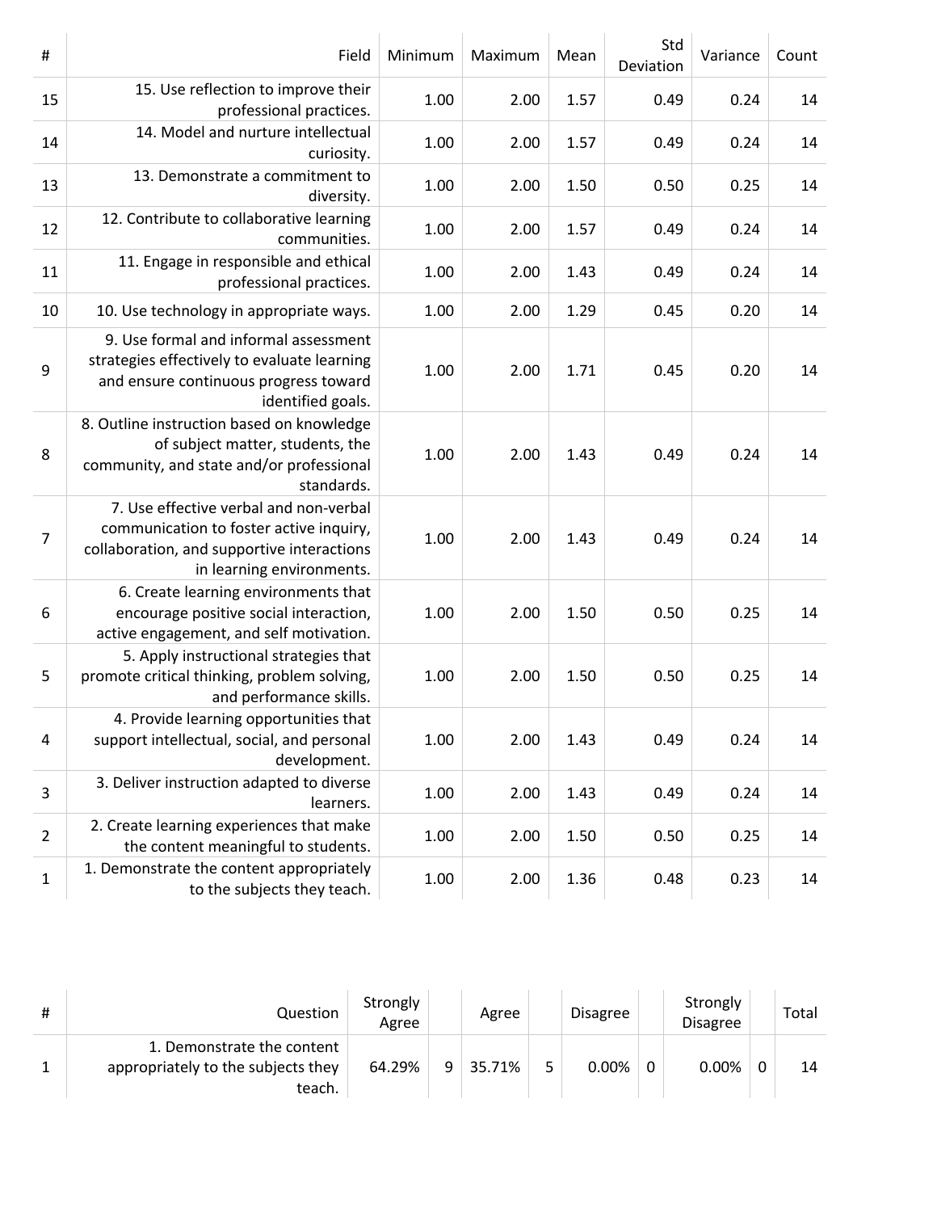| # | Field | Minimum | Maximum | Mean | Std Deviation | Variance | Count |
|---|---|---|---|---|---|---|---|
| 15 | 15. Use reflection to improve their professional practices. | 1.00 | 2.00 | 1.57 | 0.49 | 0.24 | 14 |
| 14 | 14. Model and nurture intellectual curiosity. | 1.00 | 2.00 | 1.57 | 0.49 | 0.24 | 14 |
| 13 | 13. Demonstrate a commitment to diversity. | 1.00 | 2.00 | 1.50 | 0.50 | 0.25 | 14 |
| 12 | 12. Contribute to collaborative learning communities. | 1.00 | 2.00 | 1.57 | 0.49 | 0.24 | 14 |
| 11 | 11. Engage in responsible and ethical professional practices. | 1.00 | 2.00 | 1.43 | 0.49 | 0.24 | 14 |
| 10 | 10. Use technology in appropriate ways. | 1.00 | 2.00 | 1.29 | 0.45 | 0.20 | 14 |
| 9 | 9. Use formal and informal assessment strategies effectively to evaluate learning and ensure continuous progress toward identified goals. | 1.00 | 2.00 | 1.71 | 0.45 | 0.20 | 14 |
| 8 | 8. Outline instruction based on knowledge of subject matter, students, the community, and state and/or professional standards. | 1.00 | 2.00 | 1.43 | 0.49 | 0.24 | 14 |
| 7 | 7. Use effective verbal and non-verbal communication to foster active inquiry, collaboration, and supportive interactions in learning environments. | 1.00 | 2.00 | 1.43 | 0.49 | 0.24 | 14 |
| 6 | 6. Create learning environments that encourage positive social interaction, active engagement, and self motivation. | 1.00 | 2.00 | 1.50 | 0.50 | 0.25 | 14 |
| 5 | 5. Apply instructional strategies that promote critical thinking, problem solving, and performance skills. | 1.00 | 2.00 | 1.50 | 0.50 | 0.25 | 14 |
| 4 | 4. Provide learning opportunities that support intellectual, social, and personal development. | 1.00 | 2.00 | 1.43 | 0.49 | 0.24 | 14 |
| 3 | 3. Deliver instruction adapted to diverse learners. | 1.00 | 2.00 | 1.43 | 0.49 | 0.24 | 14 |
| 2 | 2. Create learning experiences that make the content meaningful to students. | 1.00 | 2.00 | 1.50 | 0.50 | 0.25 | 14 |
| 1 | 1. Demonstrate the content appropriately to the subjects they teach. | 1.00 | 2.00 | 1.36 | 0.48 | 0.23 | 14 |

| # | Question | Strongly Agree | | Agree | | Disagree | | Strongly Disagree | | Total |
|---|---|---|---|---|---|---|---|---|---|---|
| 1 | 1. Demonstrate the content appropriately to the subjects they teach. | 64.29% | 9 | 35.71% | 5 | 0.00% | 0 | 0.00% | 0 | 14 |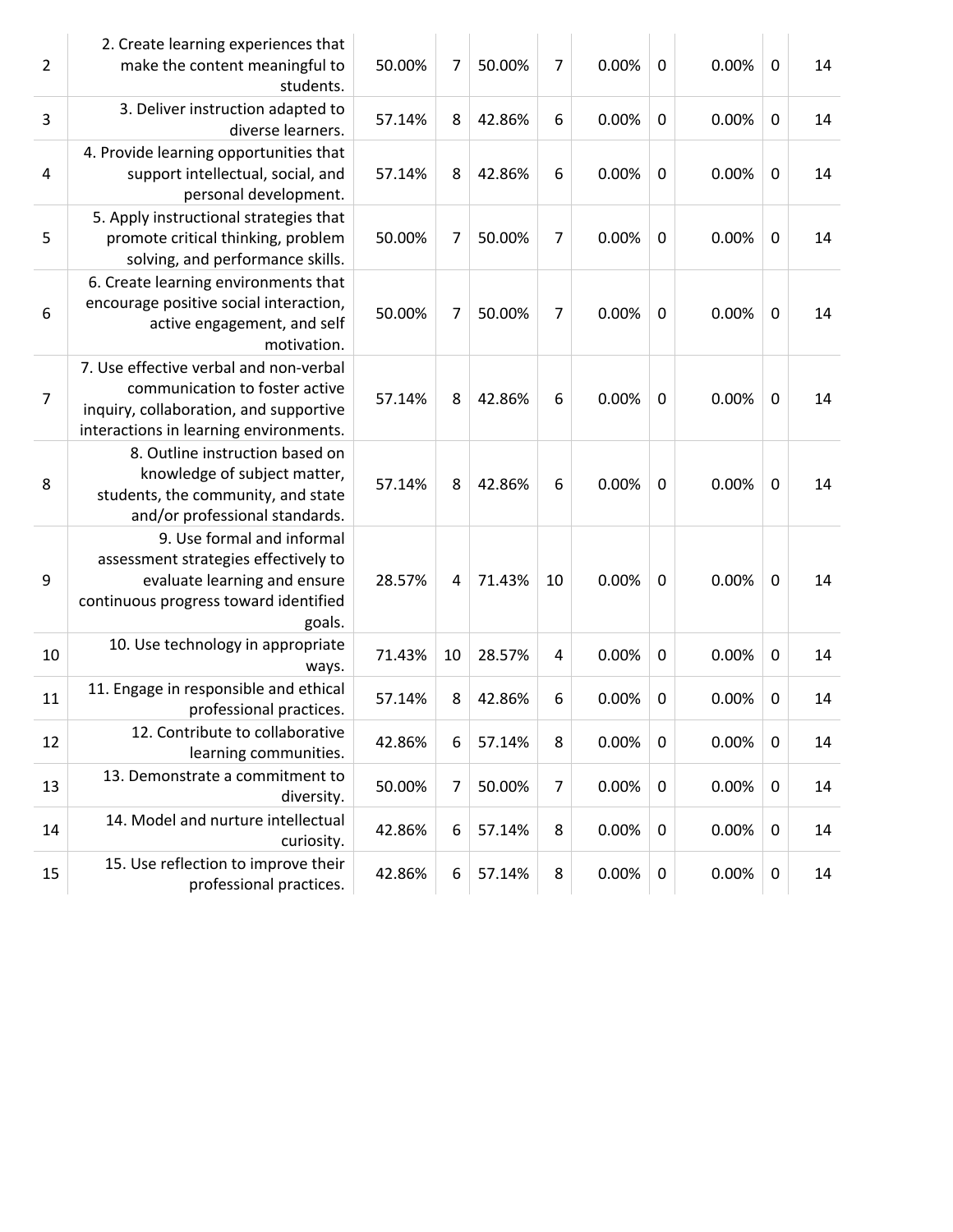| | | | | | | | | | | |
|---|---|---|---|---|---|---|---|---|---|---|
| 2 | 2. Create learning experiences that make the content meaningful to students. | 50.00% | 7 | 50.00% | 7 | 0.00% | 0 | 0.00% | 0 | 14 |
| 3 | 3. Deliver instruction adapted to diverse learners. | 57.14% | 8 | 42.86% | 6 | 0.00% | 0 | 0.00% | 0 | 14 |
| 4 | 4. Provide learning opportunities that support intellectual, social, and personal development. | 57.14% | 8 | 42.86% | 6 | 0.00% | 0 | 0.00% | 0 | 14 |
| 5 | 5. Apply instructional strategies that promote critical thinking, problem solving, and performance skills. | 50.00% | 7 | 50.00% | 7 | 0.00% | 0 | 0.00% | 0 | 14 |
| 6 | 6. Create learning environments that encourage positive social interaction, active engagement, and self motivation. | 50.00% | 7 | 50.00% | 7 | 0.00% | 0 | 0.00% | 0 | 14 |
| 7 | 7. Use effective verbal and non-verbal communication to foster active inquiry, collaboration, and supportive interactions in learning environments. | 57.14% | 8 | 42.86% | 6 | 0.00% | 0 | 0.00% | 0 | 14 |
| 8 | 8. Outline instruction based on knowledge of subject matter, students, the community, and state and/or professional standards. | 57.14% | 8 | 42.86% | 6 | 0.00% | 0 | 0.00% | 0 | 14 |
| 9 | 9. Use formal and informal assessment strategies effectively to evaluate learning and ensure continuous progress toward identified goals. | 28.57% | 4 | 71.43% | 10 | 0.00% | 0 | 0.00% | 0 | 14 |
| 10 | 10. Use technology in appropriate ways. | 71.43% | 10 | 28.57% | 4 | 0.00% | 0 | 0.00% | 0 | 14 |
| 11 | 11. Engage in responsible and ethical professional practices. | 57.14% | 8 | 42.86% | 6 | 0.00% | 0 | 0.00% | 0 | 14 |
| 12 | 12. Contribute to collaborative learning communities. | 42.86% | 6 | 57.14% | 8 | 0.00% | 0 | 0.00% | 0 | 14 |
| 13 | 13. Demonstrate a commitment to diversity. | 50.00% | 7 | 50.00% | 7 | 0.00% | 0 | 0.00% | 0 | 14 |
| 14 | 14. Model and nurture intellectual curiosity. | 42.86% | 6 | 57.14% | 8 | 0.00% | 0 | 0.00% | 0 | 14 |
| 15 | 15. Use reflection to improve their professional practices. | 42.86% | 6 | 57.14% | 8 | 0.00% | 0 | 0.00% | 0 | 14 |